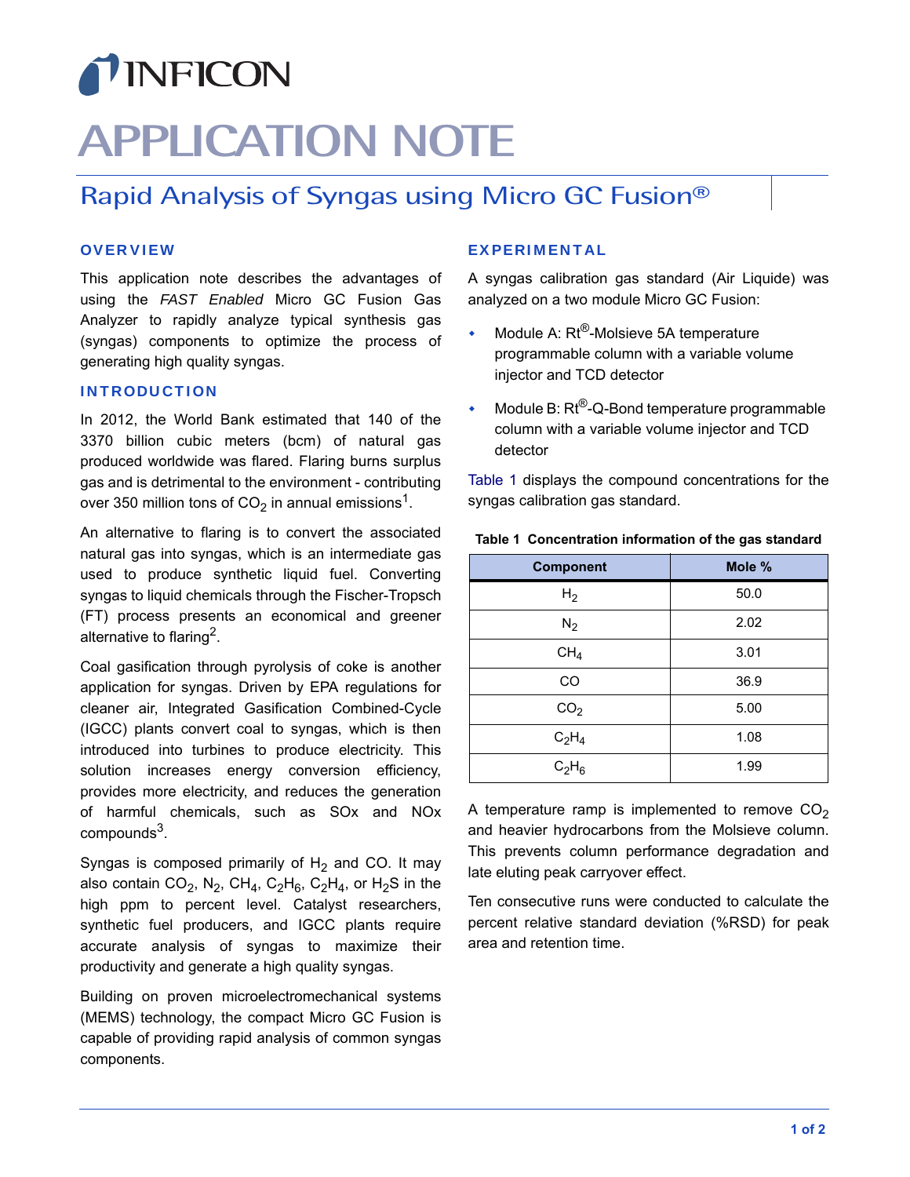INFICON

# APPLICATION NOTE

## Rapid Analysis of Syngas using Micro GC Fusion®

### OVERVIEW

This application note describes the advantages of using the *FAST Enabled* Micro GC Fusion Gas Analyzer to rapidly analyze typical synthesis gas (syngas) components to optimize the process of generating high quality syngas.

### INTRODUCTION

In 2012, the World Bank estimated that 140 of the 3370 billion cubic meters (bcm) of natural gas produced worldwide was flared. Flaring burns surplus gas and is detrimental to the environment - contributing over 350 million tons of $CO_2$ in annual emissions[1].

An alternative to flaring is to convert the associated natural gas into syngas, which is an intermediate gas used to produce synthetic liquid fuel. Converting syngas to liquid chemicals through the Fischer-Tropsch (FT) process presents an economical and greener alternative to flaring[2].

Coal gasification through pyrolysis of coke is another application for syngas. Driven by EPA regulations for cleaner air, Integrated Gasification Combined-Cycle (IGCC) plants convert coal to syngas, which is then introduced into turbines to produce electricity. This solution increases energy conversion efficiency, provides more electricity, and reduces the generation of harmful chemicals, such as SOx and NOx compounds[3].

Syngas is composed primarily of $H_2$ and CO. It may also contain $CO_2$, $N_2$, $CH_4$, $C_2H_6$, $C_2H_4$, or $H_2S$ in the high ppm to percent level. Catalyst researchers, synthetic fuel producers, and IGCC plants require accurate analysis of syngas to maximize their productivity and generate a high quality syngas.

Building on proven microelectromechanical systems (MEMS) technology, the compact Micro GC Fusion is capable of providing rapid analysis of common syngas components.

### EXPERIMENTAL

A syngas calibration gas standard (Air Liquide) was analyzed on a two module Micro GC Fusion:

- Module A: Rt®-Molsieve 5A temperature programmable column with a variable volume injector and TCD detector
- Module B: Rt®-Q-Bond temperature programmable column with a variable volume injector and TCD detector

Table 1 displays the compound concentrations for the syngas calibration gas standard.

**Table 1 Concentration information of the gas standard**

| Component | Mole % |
|---|---|
| $H_2$ | 50.0 |
| $N_2$ | 2.02 |
| $CH_4$ | 3.01 |
| CO | 36.9 |
| $CO_2$ | 5.00 |
| $C_2H_4$ | 1.08 |
| $C_2H_6$ | 1.99 |

A temperature ramp is implemented to remove $CO_2$ and heavier hydrocarbons from the Molsieve column. This prevents column performance degradation and late eluting peak carryover effect.

Ten consecutive runs were conducted to calculate the percent relative standard deviation (%RSD) for peak area and retention time.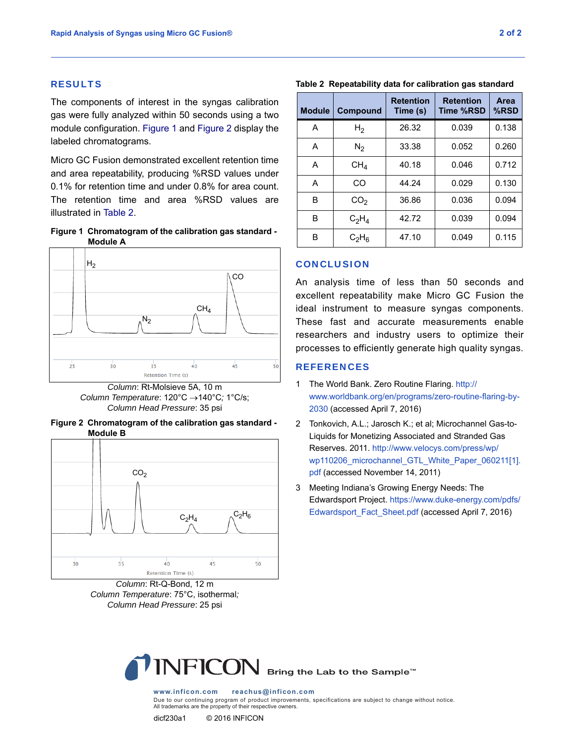## RESULTS

The components of interest in the syngas calibration gas were fully analyzed within 50 seconds using a two module configuration. Figure 1 and Figure 2 display the labeled chromatograms.

Micro GC Fusion demonstrated excellent retention time and area repeatability, producing %RSD values under 0.1% for retention time and under 0.8% for area count. The retention time and area %RSD values are illustrated in Table 2.

**Figure 1 Chromatogram of the calibration gas standard - Module A**

$H_2$

$N_2$

$CH_4$

CO

25
30
35
40
45
50

Retention Time (s)

*Column*: Rt-Molsieve 5A, 10 m
*Column Temperature*: 120°C →140°C*;* 1°C/s;
*Column Head Pressure*: 35 psi

**Figure 2 Chromatogram of the calibration gas standard - Module B**

$CO_2$

$C_2H_4$

$C_2H_6$

30
35
40
45
50

Retention Time (s)

*Column*: Rt-Q-Bond, 12 m
*Column Temperature*: 75°C, isothermal*;*
*Column Head Pressure*: 25 psi

**Table 2 Repeatability data for calibration gas standard**

| Module | Compound | Retention Time (s) | Retention Time %RSD | Area %RSD |
|---|---|---|---|---|
| A | $H_2$ | 26.32 | 0.039 | 0.138 |
| A | $N_2$ | 33.38 | 0.052 | 0.260 |
| A | $CH_4$ | 40.18 | 0.046 | 0.712 |
| A | CO | 44.24 | 0.029 | 0.130 |
| B | $CO_2$ | 36.86 | 0.036 | 0.094 |
| B | $C_2H_4$ | 42.72 | 0.039 | 0.094 |
| B | $C_2H_6$ | 47.10 | 0.049 | 0.115 |

## CONCLUSION

An analysis time of less than 50 seconds and excellent repeatability make Micro GC Fusion the ideal instrument to measure syngas components. These fast and accurate measurements enable researchers and industry users to optimize their processes to efficiently generate high quality syngas.

## REFERENCES

1. The World Bank. Zero Routine Flaring. http://www.worldbank.org/en/programs/zero-routine-flaring-by-2030 (accessed April 7, 2016)
2. Tonkovich, A.L.; Jarosch K.; et al; Microchannel Gas-to-Liquids for Monetizing Associated and Stranded Gas Reserves. 2011. http://www.velocys.com/press/wp/wp110206_microchannel_GTL_White_Paper_060211[1].pdf (accessed November 14, 2011)
3. Meeting Indiana's Growing Energy Needs: The Edwardsport Project. https://www.duke-energy.com/pdfs/Edwardsport_Fact_Sheet.pdf (accessed April 7, 2016)

INFICON Bring the Lab to the Sample™

www.inficon.com reachus@inficon.com

Due to our continuing program of product improvements, specifications are subject to change without notice.
All trademarks are the property of their respective owners.

dicf230a1 © 2016 INFICON